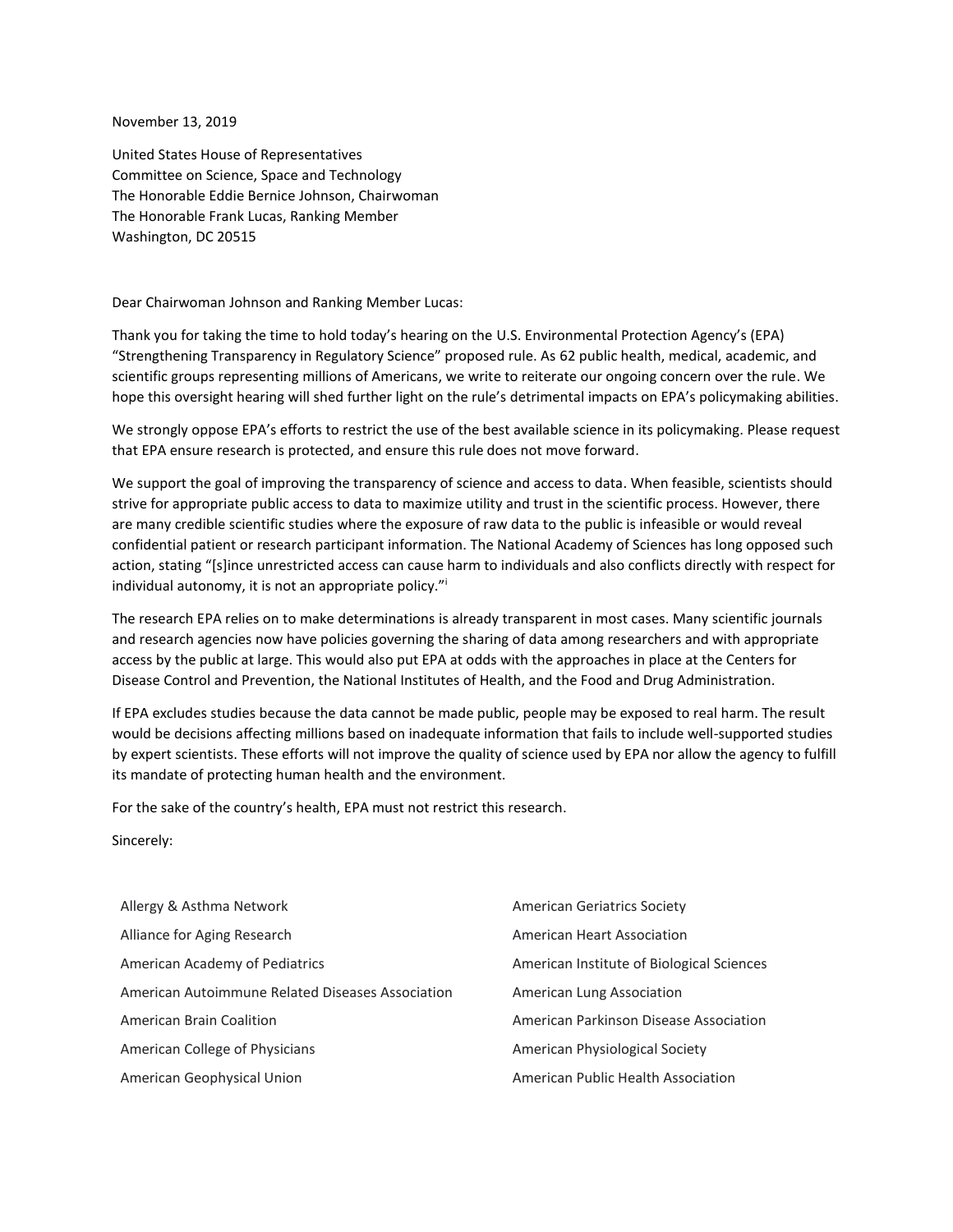November 13, 2019

United States House of Representatives
Committee on Science, Space and Technology
The Honorable Eddie Bernice Johnson, Chairwoman
The Honorable Frank Lucas, Ranking Member
Washington, DC 20515

Dear Chairwoman Johnson and Ranking Member Lucas:

Thank you for taking the time to hold today's hearing on the U.S. Environmental Protection Agency's (EPA) "Strengthening Transparency in Regulatory Science" proposed rule. As 62 public health, medical, academic, and scientific groups representing millions of Americans, we write to reiterate our ongoing concern over the rule. We hope this oversight hearing will shed further light on the rule's detrimental impacts on EPA's policymaking abilities.

We strongly oppose EPA's efforts to restrict the use of the best available science in its policymaking. Please request that EPA ensure research is protected, and ensure this rule does not move forward.

We support the goal of improving the transparency of science and access to data. When feasible, scientists should strive for appropriate public access to data to maximize utility and trust in the scientific process. However, there are many credible scientific studies where the exposure of raw data to the public is infeasible or would reveal confidential patient or research participant information. The National Academy of Sciences has long opposed such action, stating "[s]ince unrestricted access can cause harm to individuals and also conflicts directly with respect for individual autonomy, it is not an appropriate policy."[i]

The research EPA relies on to make determinations is already transparent in most cases. Many scientific journals and research agencies now have policies governing the sharing of data among researchers and with appropriate access by the public at large. This would also put EPA at odds with the approaches in place at the Centers for Disease Control and Prevention, the National Institutes of Health, and the Food and Drug Administration.

If EPA excludes studies because the data cannot be made public, people may be exposed to real harm. The result would be decisions affecting millions based on inadequate information that fails to include well-supported studies by expert scientists. These efforts will not improve the quality of science used by EPA nor allow the agency to fulfill its mandate of protecting human health and the environment.

For the sake of the country's health, EPA must not restrict this research.

Sincerely:

Allergy & Asthma Network
Alliance for Aging Research
American Academy of Pediatrics
American Autoimmune Related Diseases Association
American Brain Coalition
American College of Physicians
American Geophysical Union
American Geriatrics Society
American Heart Association
American Institute of Biological Sciences
American Lung Association
American Parkinson Disease Association
American Physiological Society
American Public Health Association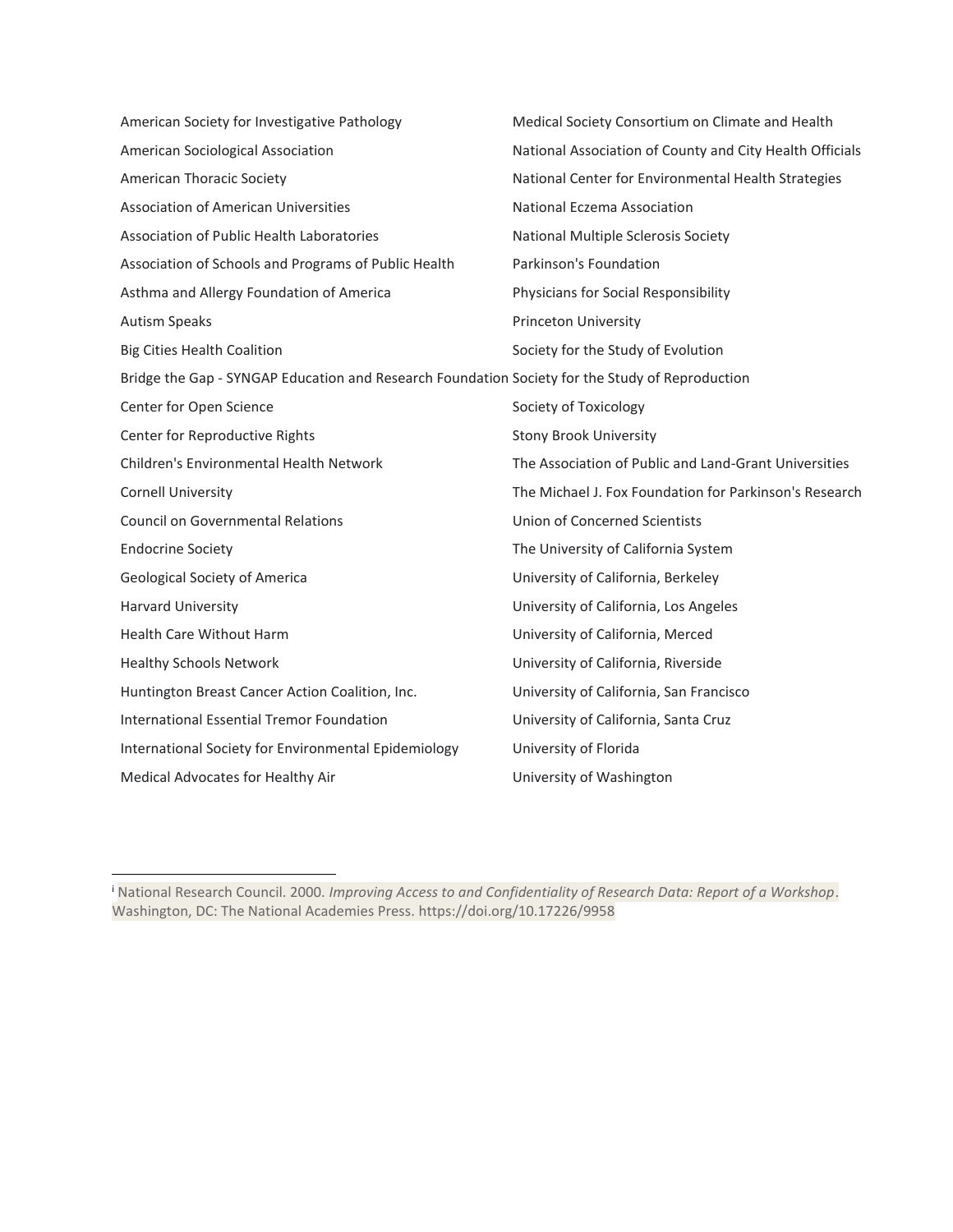American Society for Investigative Pathology

American Sociological Association

American Thoracic Society

Association of American Universities

Association of Public Health Laboratories

Association of Schools and Programs of Public Health

Asthma and Allergy Foundation of America

Autism Speaks

Big Cities Health Coalition

Bridge the Gap - SYNGAP Education and Research Foundation

Center for Open Science

Center for Reproductive Rights

Children's Environmental Health Network

Cornell University

Council on Governmental Relations

Endocrine Society

Geological Society of America

Harvard University

Health Care Without Harm

Healthy Schools Network

Huntington Breast Cancer Action Coalition, Inc.

International Essential Tremor Foundation

International Society for Environmental Epidemiology

Medical Advocates for Healthy Air

Medical Society Consortium on Climate and Health

National Association of County and City Health Officials

National Center for Environmental Health Strategies

National Eczema Association

National Multiple Sclerosis Society

Parkinson's Foundation

Physicians for Social Responsibility

Princeton University

Society for the Study of Evolution

Society for the Study of Reproduction

Society of Toxicology

Stony Brook University

The Association of Public and Land-Grant Universities

The Michael J. Fox Foundation for Parkinson's Research

Union of Concerned Scientists

The University of California System

University of California, Berkeley

University of California, Los Angeles

University of California, Merced

University of California, Riverside

University of California, San Francisco

University of California, Santa Cruz

University of Florida

University of Washington

---

[i] National Research Council. 2000. *Improving Access to and Confidentiality of Research Data: Report of a Workshop*. Washington, DC: The National Academies Press. https://doi.org/10.17226/9958